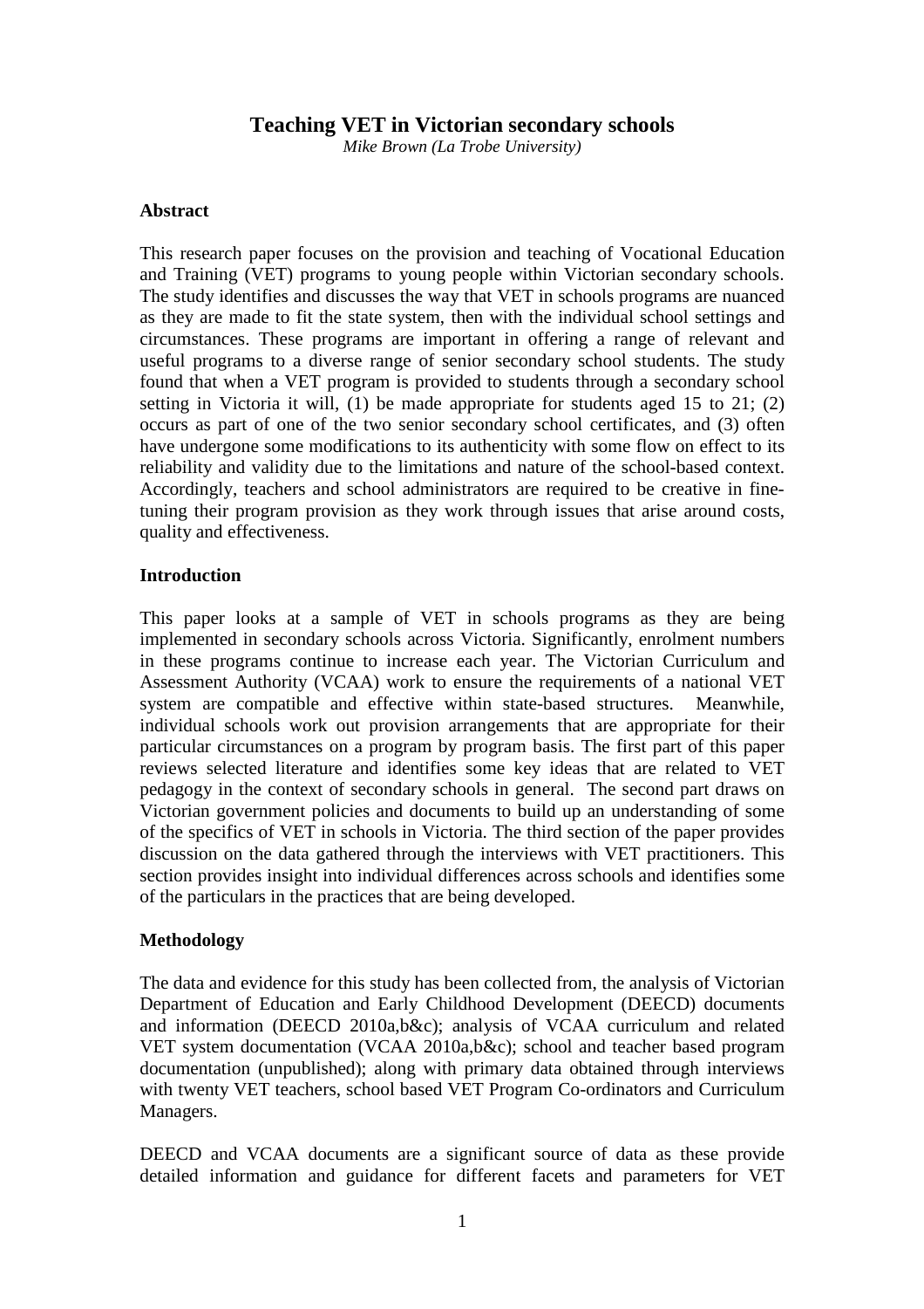# Teaching VET in Victorian secondary schools

*Mike Brown (La Trobe University)*

## Abstract

This research paper focuses on the provision and teaching of Vocational Education and Training (VET) programs to young people within Victorian secondary schools. The study identifies and discusses the way that VET in schools programs are nuanced as they are made to fit the state system, then with the individual school settings and circumstances. These programs are important in offering a range of relevant and useful programs to a diverse range of senior secondary school students. The study found that when a VET program is provided to students through a secondary school setting in Victoria it will, (1) be made appropriate for students aged 15 to 21; (2) occurs as part of one of the two senior secondary school certificates, and (3) often have undergone some modifications to its authenticity with some flow on effect to its reliability and validity due to the limitations and nature of the school-based context. Accordingly, teachers and school administrators are required to be creative in fine-tuning their program provision as they work through issues that arise around costs, quality and effectiveness.

## Introduction

This paper looks at a sample of VET in schools programs as they are being implemented in secondary schools across Victoria. Significantly, enrolment numbers in these programs continue to increase each year. The Victorian Curriculum and Assessment Authority (VCAA) work to ensure the requirements of a national VET system are compatible and effective within state-based structures. Meanwhile, individual schools work out provision arrangements that are appropriate for their particular circumstances on a program by program basis. The first part of this paper reviews selected literature and identifies some key ideas that are related to VET pedagogy in the context of secondary schools in general. The second part draws on Victorian government policies and documents to build up an understanding of some of the specifics of VET in schools in Victoria. The third section of the paper provides discussion on the data gathered through the interviews with VET practitioners. This section provides insight into individual differences across schools and identifies some of the particulars in the practices that are being developed.

## Methodology

The data and evidence for this study has been collected from, the analysis of Victorian Department of Education and Early Childhood Development (DEECD) documents and information (DEECD 2010a,b&c); analysis of VCAA curriculum and related VET system documentation (VCAA 2010a,b&c); school and teacher based program documentation (unpublished); along with primary data obtained through interviews with twenty VET teachers, school based VET Program Co-ordinators and Curriculum Managers.

DEECD and VCAA documents are a significant source of data as these provide detailed information and guidance for different facets and parameters for VET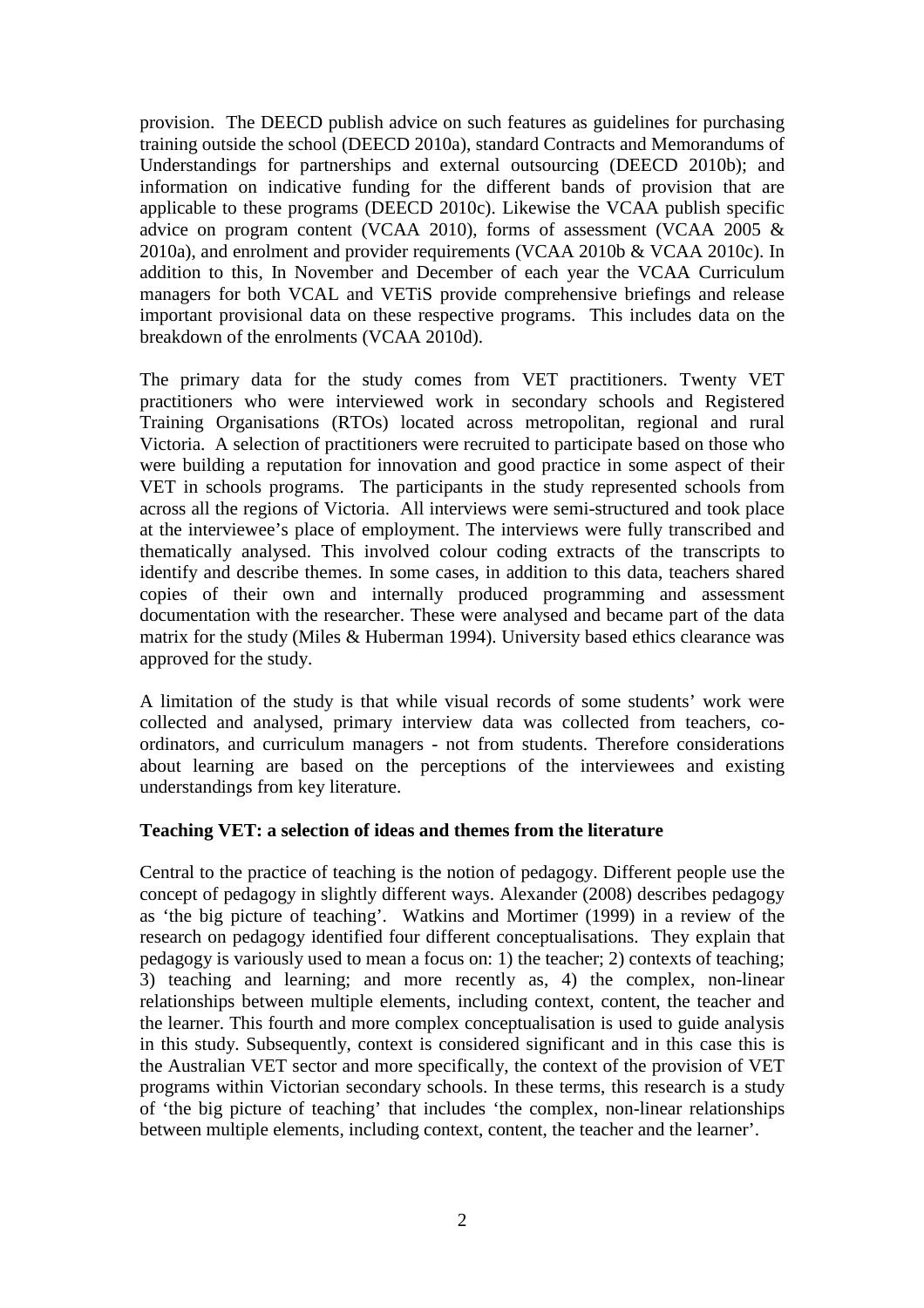provision. The DEECD publish advice on such features as guidelines for purchasing training outside the school (DEECD 2010a), standard Contracts and Memorandums of Understandings for partnerships and external outsourcing (DEECD 2010b); and information on indicative funding for the different bands of provision that are applicable to these programs (DEECD 2010c). Likewise the VCAA publish specific advice on program content (VCAA 2010), forms of assessment (VCAA 2005 & 2010a), and enrolment and provider requirements (VCAA 2010b & VCAA 2010c). In addition to this, In November and December of each year the VCAA Curriculum managers for both VCAL and VETiS provide comprehensive briefings and release important provisional data on these respective programs. This includes data on the breakdown of the enrolments (VCAA 2010d).

The primary data for the study comes from VET practitioners. Twenty VET practitioners who were interviewed work in secondary schools and Registered Training Organisations (RTOs) located across metropolitan, regional and rural Victoria. A selection of practitioners were recruited to participate based on those who were building a reputation for innovation and good practice in some aspect of their VET in schools programs. The participants in the study represented schools from across all the regions of Victoria. All interviews were semi-structured and took place at the interviewee's place of employment. The interviews were fully transcribed and thematically analysed. This involved colour coding extracts of the transcripts to identify and describe themes. In some cases, in addition to this data, teachers shared copies of their own and internally produced programming and assessment documentation with the researcher. These were analysed and became part of the data matrix for the study (Miles & Huberman 1994). University based ethics clearance was approved for the study.

A limitation of the study is that while visual records of some students' work were collected and analysed, primary interview data was collected from teachers, co-ordinators, and curriculum managers - not from students. Therefore considerations about learning are based on the perceptions of the interviewees and existing understandings from key literature.

**Teaching VET: a selection of ideas and themes from the literature**

Central to the practice of teaching is the notion of pedagogy. Different people use the concept of pedagogy in slightly different ways. Alexander (2008) describes pedagogy as 'the big picture of teaching'. Watkins and Mortimer (1999) in a review of the research on pedagogy identified four different conceptualisations. They explain that pedagogy is variously used to mean a focus on: 1) the teacher; 2) contexts of teaching; 3) teaching and learning; and more recently as, 4) the complex, non-linear relationships between multiple elements, including context, content, the teacher and the learner. This fourth and more complex conceptualisation is used to guide analysis in this study. Subsequently, context is considered significant and in this case this is the Australian VET sector and more specifically, the context of the provision of VET programs within Victorian secondary schools. In these terms, this research is a study of 'the big picture of teaching' that includes 'the complex, non-linear relationships between multiple elements, including context, content, the teacher and the learner'.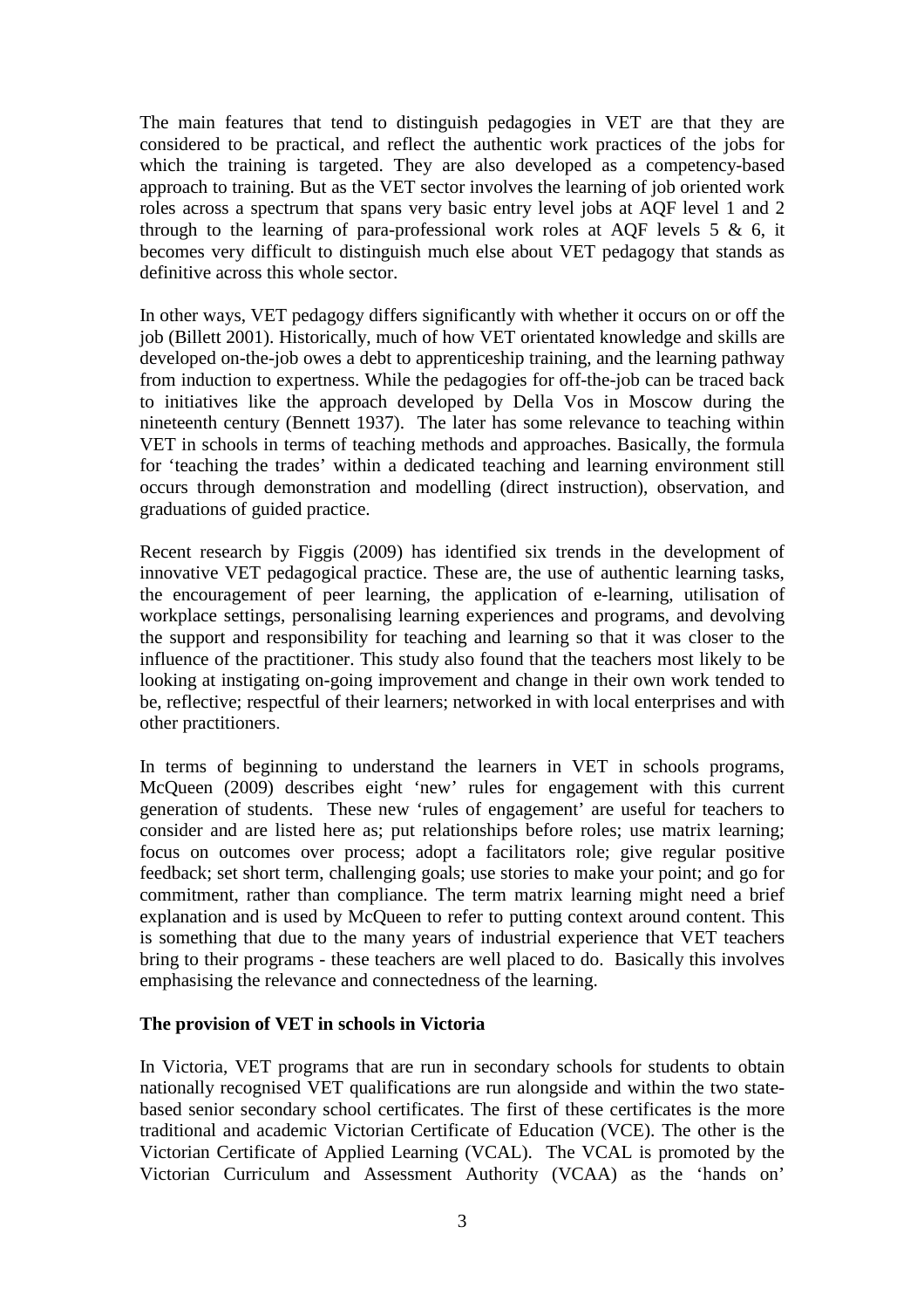The main features that tend to distinguish pedagogies in VET are that they are considered to be practical, and reflect the authentic work practices of the jobs for which the training is targeted. They are also developed as a competency-based approach to training. But as the VET sector involves the learning of job oriented work roles across a spectrum that spans very basic entry level jobs at AQF level 1 and 2 through to the learning of para-professional work roles at AQF levels 5 & 6, it becomes very difficult to distinguish much else about VET pedagogy that stands as definitive across this whole sector.

In other ways, VET pedagogy differs significantly with whether it occurs on or off the job (Billett 2001). Historically, much of how VET orientated knowledge and skills are developed on-the-job owes a debt to apprenticeship training, and the learning pathway from induction to expertness. While the pedagogies for off-the-job can be traced back to initiatives like the approach developed by Della Vos in Moscow during the nineteenth century (Bennett 1937). The later has some relevance to teaching within VET in schools in terms of teaching methods and approaches. Basically, the formula for 'teaching the trades' within a dedicated teaching and learning environment still occurs through demonstration and modelling (direct instruction), observation, and graduations of guided practice.

Recent research by Figgis (2009) has identified six trends in the development of innovative VET pedagogical practice. These are, the use of authentic learning tasks, the encouragement of peer learning, the application of e-learning, utilisation of workplace settings, personalising learning experiences and programs, and devolving the support and responsibility for teaching and learning so that it was closer to the influence of the practitioner. This study also found that the teachers most likely to be looking at instigating on-going improvement and change in their own work tended to be, reflective; respectful of their learners; networked in with local enterprises and with other practitioners.

In terms of beginning to understand the learners in VET in schools programs, McQueen (2009) describes eight 'new' rules for engagement with this current generation of students. These new 'rules of engagement' are useful for teachers to consider and are listed here as; put relationships before roles; use matrix learning; focus on outcomes over process; adopt a facilitators role; give regular positive feedback; set short term, challenging goals; use stories to make your point; and go for commitment, rather than compliance. The term matrix learning might need a brief explanation and is used by McQueen to refer to putting context around content. This is something that due to the many years of industrial experience that VET teachers bring to their programs - these teachers are well placed to do. Basically this involves emphasising the relevance and connectedness of the learning.

**The provision of VET in schools in Victoria**

In Victoria, VET programs that are run in secondary schools for students to obtain nationally recognised VET qualifications are run alongside and within the two state-based senior secondary school certificates. The first of these certificates is the more traditional and academic Victorian Certificate of Education (VCE). The other is the Victorian Certificate of Applied Learning (VCAL). The VCAL is promoted by the Victorian Curriculum and Assessment Authority (VCAA) as the 'hands on'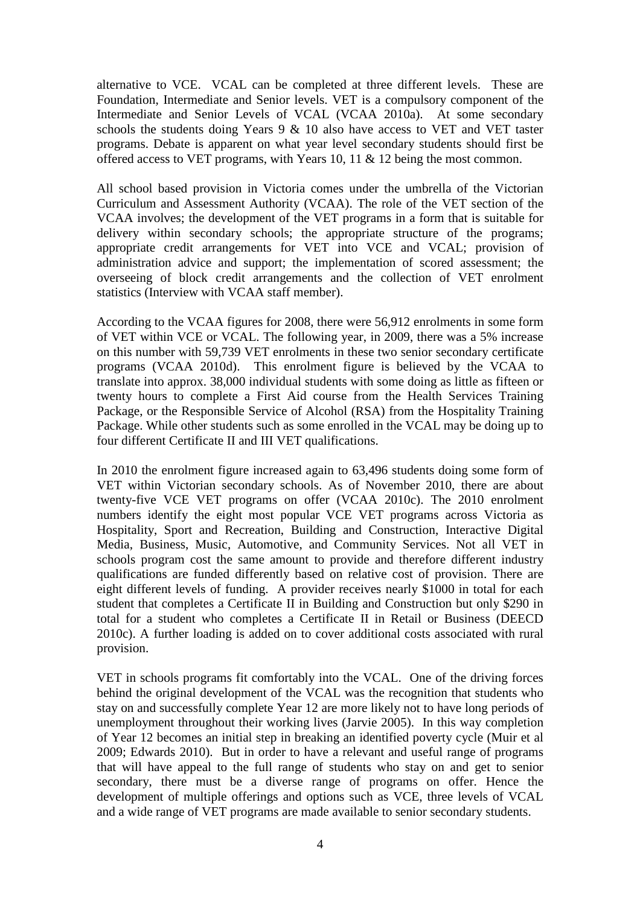alternative to VCE. VCAL can be completed at three different levels. These are Foundation, Intermediate and Senior levels. VET is a compulsory component of the Intermediate and Senior Levels of VCAL (VCAA 2010a). At some secondary schools the students doing Years 9 & 10 also have access to VET and VET taster programs. Debate is apparent on what year level secondary students should first be offered access to VET programs, with Years 10, 11 & 12 being the most common.

All school based provision in Victoria comes under the umbrella of the Victorian Curriculum and Assessment Authority (VCAA). The role of the VET section of the VCAA involves; the development of the VET programs in a form that is suitable for delivery within secondary schools; the appropriate structure of the programs; appropriate credit arrangements for VET into VCE and VCAL; provision of administration advice and support; the implementation of scored assessment; the overseeing of block credit arrangements and the collection of VET enrolment statistics (Interview with VCAA staff member).

According to the VCAA figures for 2008, there were 56,912 enrolments in some form of VET within VCE or VCAL. The following year, in 2009, there was a 5% increase on this number with 59,739 VET enrolments in these two senior secondary certificate programs (VCAA 2010d). This enrolment figure is believed by the VCAA to translate into approx. 38,000 individual students with some doing as little as fifteen or twenty hours to complete a First Aid course from the Health Services Training Package, or the Responsible Service of Alcohol (RSA) from the Hospitality Training Package. While other students such as some enrolled in the VCAL may be doing up to four different Certificate II and III VET qualifications.

In 2010 the enrolment figure increased again to 63,496 students doing some form of VET within Victorian secondary schools. As of November 2010, there are about twenty-five VCE VET programs on offer (VCAA 2010c). The 2010 enrolment numbers identify the eight most popular VCE VET programs across Victoria as Hospitality, Sport and Recreation, Building and Construction, Interactive Digital Media, Business, Music, Automotive, and Community Services. Not all VET in schools program cost the same amount to provide and therefore different industry qualifications are funded differently based on relative cost of provision. There are eight different levels of funding. A provider receives nearly $1000 in total for each student that completes a Certificate II in Building and Construction but only $290 in total for a student who completes a Certificate II in Retail or Business (DEECD 2010c). A further loading is added on to cover additional costs associated with rural provision.

VET in schools programs fit comfortably into the VCAL. One of the driving forces behind the original development of the VCAL was the recognition that students who stay on and successfully complete Year 12 are more likely not to have long periods of unemployment throughout their working lives (Jarvie 2005). In this way completion of Year 12 becomes an initial step in breaking an identified poverty cycle (Muir et al 2009; Edwards 2010). But in order to have a relevant and useful range of programs that will have appeal to the full range of students who stay on and get to senior secondary, there must be a diverse range of programs on offer. Hence the development of multiple offerings and options such as VCE, three levels of VCAL and a wide range of VET programs are made available to senior secondary students.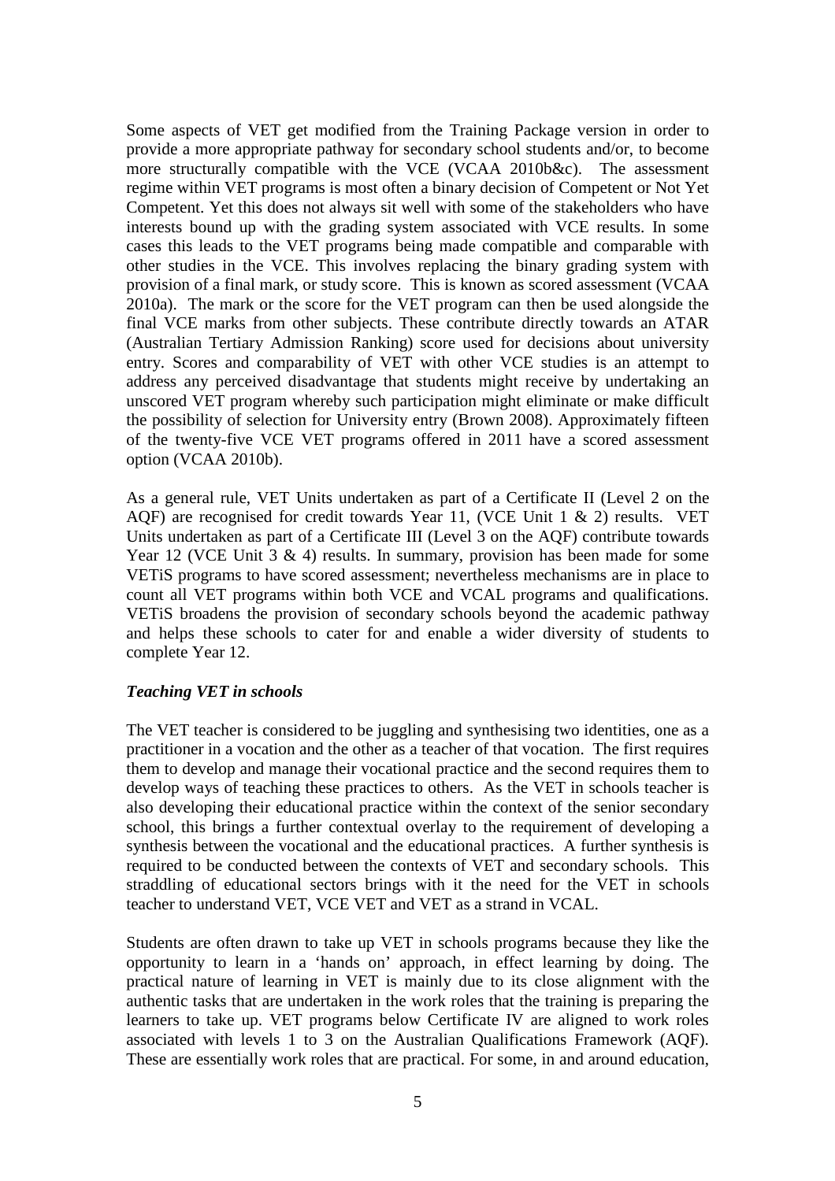Some aspects of VET get modified from the Training Package version in order to provide a more appropriate pathway for secondary school students and/or, to become more structurally compatible with the VCE (VCAA 2010b&c). The assessment regime within VET programs is most often a binary decision of Competent or Not Yet Competent. Yet this does not always sit well with some of the stakeholders who have interests bound up with the grading system associated with VCE results. In some cases this leads to the VET programs being made compatible and comparable with other studies in the VCE. This involves replacing the binary grading system with provision of a final mark, or study score. This is known as scored assessment (VCAA 2010a). The mark or the score for the VET program can then be used alongside the final VCE marks from other subjects. These contribute directly towards an ATAR (Australian Tertiary Admission Ranking) score used for decisions about university entry. Scores and comparability of VET with other VCE studies is an attempt to address any perceived disadvantage that students might receive by undertaking an unscored VET program whereby such participation might eliminate or make difficult the possibility of selection for University entry (Brown 2008). Approximately fifteen of the twenty-five VCE VET programs offered in 2011 have a scored assessment option (VCAA 2010b).

As a general rule, VET Units undertaken as part of a Certificate II (Level 2 on the AQF) are recognised for credit towards Year 11, (VCE Unit 1 & 2) results. VET Units undertaken as part of a Certificate III (Level 3 on the AQF) contribute towards Year 12 (VCE Unit 3 & 4) results. In summary, provision has been made for some VETiS programs to have scored assessment; nevertheless mechanisms are in place to count all VET programs within both VCE and VCAL programs and qualifications. VETiS broadens the provision of secondary schools beyond the academic pathway and helps these schools to cater for and enable a wider diversity of students to complete Year 12.

### *Teaching VET in schools*

The VET teacher is considered to be juggling and synthesising two identities, one as a practitioner in a vocation and the other as a teacher of that vocation. The first requires them to develop and manage their vocational practice and the second requires them to develop ways of teaching these practices to others. As the VET in schools teacher is also developing their educational practice within the context of the senior secondary school, this brings a further contextual overlay to the requirement of developing a synthesis between the vocational and the educational practices. A further synthesis is required to be conducted between the contexts of VET and secondary schools. This straddling of educational sectors brings with it the need for the VET in schools teacher to understand VET, VCE VET and VET as a strand in VCAL.

Students are often drawn to take up VET in schools programs because they like the opportunity to learn in a 'hands on' approach, in effect learning by doing. The practical nature of learning in VET is mainly due to its close alignment with the authentic tasks that are undertaken in the work roles that the training is preparing the learners to take up. VET programs below Certificate IV are aligned to work roles associated with levels 1 to 3 on the Australian Qualifications Framework (AQF). These are essentially work roles that are practical. For some, in and around education,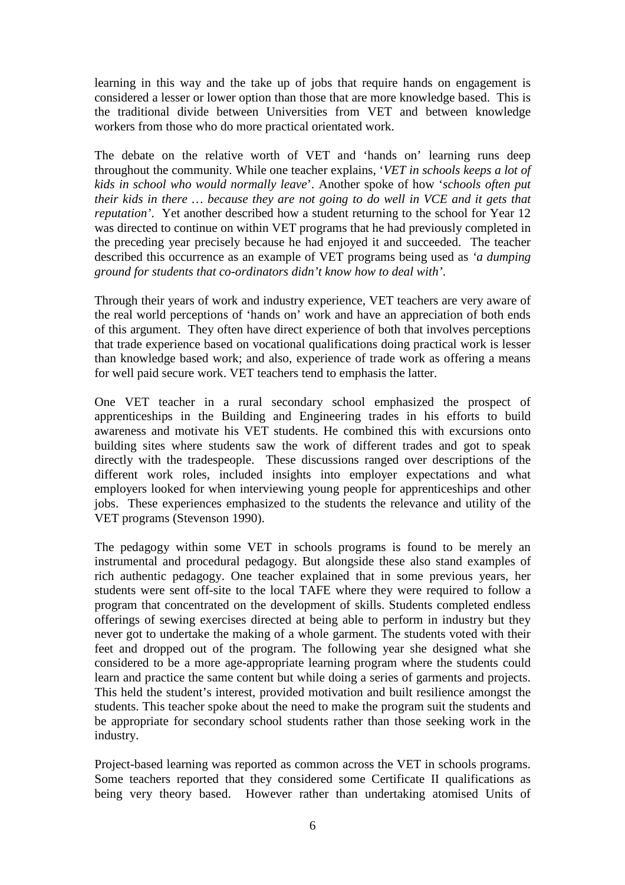learning in this way and the take up of jobs that require hands on engagement is considered a lesser or lower option than those that are more knowledge based. This is the traditional divide between Universities from VET and between knowledge workers from those who do more practical orientated work.

The debate on the relative worth of VET and 'hands on' learning runs deep throughout the community. While one teacher explains, '*VET in schools keeps a lot of kids in school who would normally leave*'. Another spoke of how '*schools often put their kids in there … because they are not going to do well in VCE and it gets that reputation'*. Yet another described how a student returning to the school for Year 12 was directed to continue on within VET programs that he had previously completed in the preceding year precisely because he had enjoyed it and succeeded. The teacher described this occurrence as an example of VET programs being used as *'a dumping ground for students that co-ordinators didn't know how to deal with'*.

Through their years of work and industry experience, VET teachers are very aware of the real world perceptions of 'hands on' work and have an appreciation of both ends of this argument. They often have direct experience of both that involves perceptions that trade experience based on vocational qualifications doing practical work is lesser than knowledge based work; and also, experience of trade work as offering a means for well paid secure work. VET teachers tend to emphasis the latter.

One VET teacher in a rural secondary school emphasized the prospect of apprenticeships in the Building and Engineering trades in his efforts to build awareness and motivate his VET students. He combined this with excursions onto building sites where students saw the work of different trades and got to speak directly with the tradespeople. These discussions ranged over descriptions of the different work roles, included insights into employer expectations and what employers looked for when interviewing young people for apprenticeships and other jobs. These experiences emphasized to the students the relevance and utility of the VET programs (Stevenson 1990).

The pedagogy within some VET in schools programs is found to be merely an instrumental and procedural pedagogy. But alongside these also stand examples of rich authentic pedagogy. One teacher explained that in some previous years, her students were sent off-site to the local TAFE where they were required to follow a program that concentrated on the development of skills. Students completed endless offerings of sewing exercises directed at being able to perform in industry but they never got to undertake the making of a whole garment. The students voted with their feet and dropped out of the program. The following year she designed what she considered to be a more age-appropriate learning program where the students could learn and practice the same content but while doing a series of garments and projects. This held the student's interest, provided motivation and built resilience amongst the students. This teacher spoke about the need to make the program suit the students and be appropriate for secondary school students rather than those seeking work in the industry.

Project-based learning was reported as common across the VET in schools programs. Some teachers reported that they considered some Certificate II qualifications as being very theory based. However rather than undertaking atomised Units of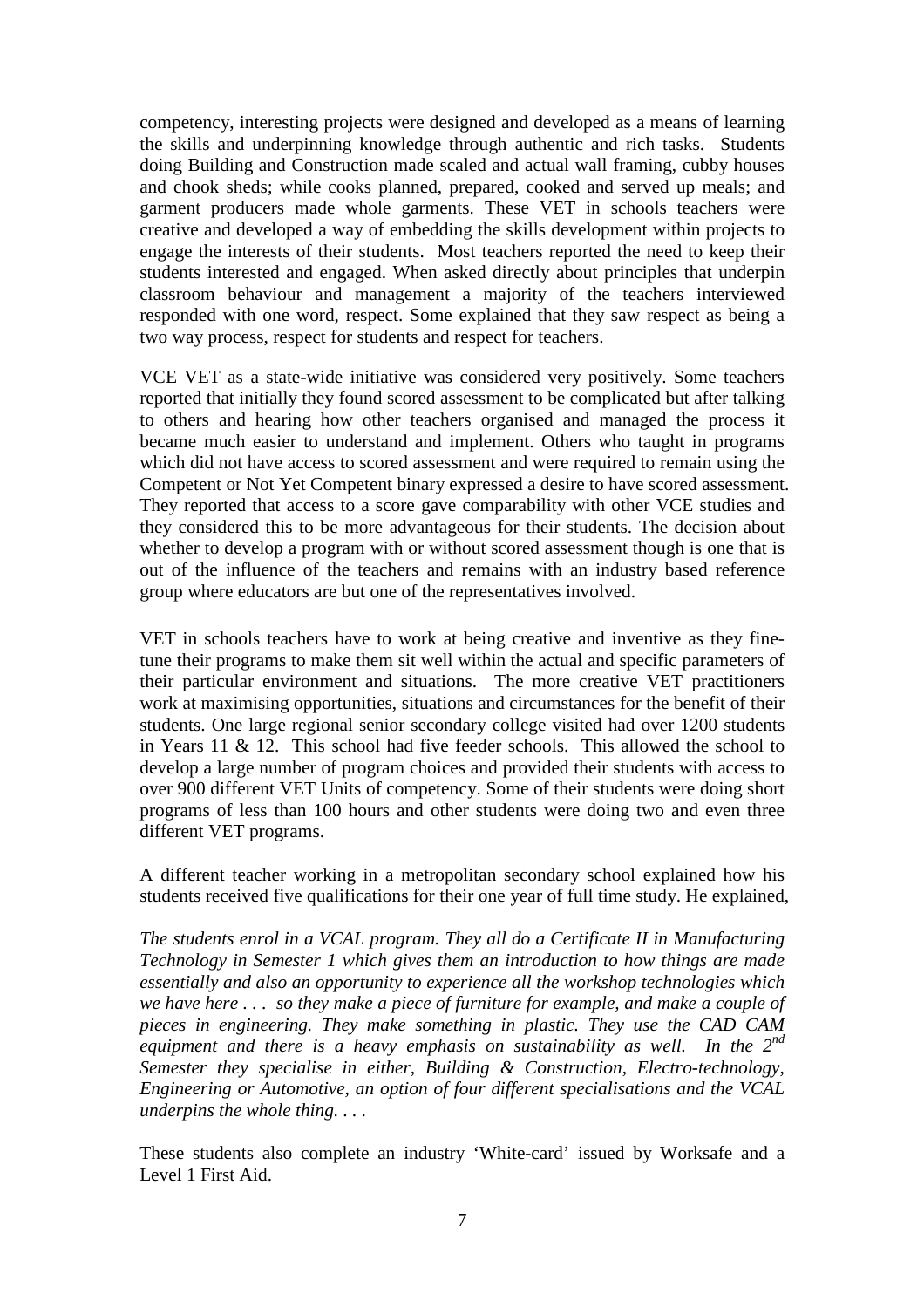competency, interesting projects were designed and developed as a means of learning the skills and underpinning knowledge through authentic and rich tasks. Students doing Building and Construction made scaled and actual wall framing, cubby houses and chook sheds; while cooks planned, prepared, cooked and served up meals; and garment producers made whole garments. These VET in schools teachers were creative and developed a way of embedding the skills development within projects to engage the interests of their students. Most teachers reported the need to keep their students interested and engaged. When asked directly about principles that underpin classroom behaviour and management a majority of the teachers interviewed responded with one word, respect. Some explained that they saw respect as being a two way process, respect for students and respect for teachers.

VCE VET as a state-wide initiative was considered very positively. Some teachers reported that initially they found scored assessment to be complicated but after talking to others and hearing how other teachers organised and managed the process it became much easier to understand and implement. Others who taught in programs which did not have access to scored assessment and were required to remain using the Competent or Not Yet Competent binary expressed a desire to have scored assessment. They reported that access to a score gave comparability with other VCE studies and they considered this to be more advantageous for their students. The decision about whether to develop a program with or without scored assessment though is one that is out of the influence of the teachers and remains with an industry based reference group where educators are but one of the representatives involved.

VET in schools teachers have to work at being creative and inventive as they fine-tune their programs to make them sit well within the actual and specific parameters of their particular environment and situations. The more creative VET practitioners work at maximising opportunities, situations and circumstances for the benefit of their students. One large regional senior secondary college visited had over 1200 students in Years 11 & 12. This school had five feeder schools. This allowed the school to develop a large number of program choices and provided their students with access to over 900 different VET Units of competency. Some of their students were doing short programs of less than 100 hours and other students were doing two and even three different VET programs.

A different teacher working in a metropolitan secondary school explained how his students received five qualifications for their one year of full time study. He explained,

*The students enrol in a VCAL program. They all do a Certificate II in Manufacturing Technology in Semester 1 which gives them an introduction to how things are made essentially and also an opportunity to experience all the workshop technologies which we have here . . . so they make a piece of furniture for example, and make a couple of pieces in engineering. They make something in plastic. They use the CAD CAM equipment and there is a heavy emphasis on sustainability as well. In the 2nd Semester they specialise in either, Building & Construction, Electro-technology, Engineering or Automotive, an option of four different specialisations and the VCAL underpins the whole thing. . . .*

These students also complete an industry 'White-card' issued by Worksafe and a Level 1 First Aid.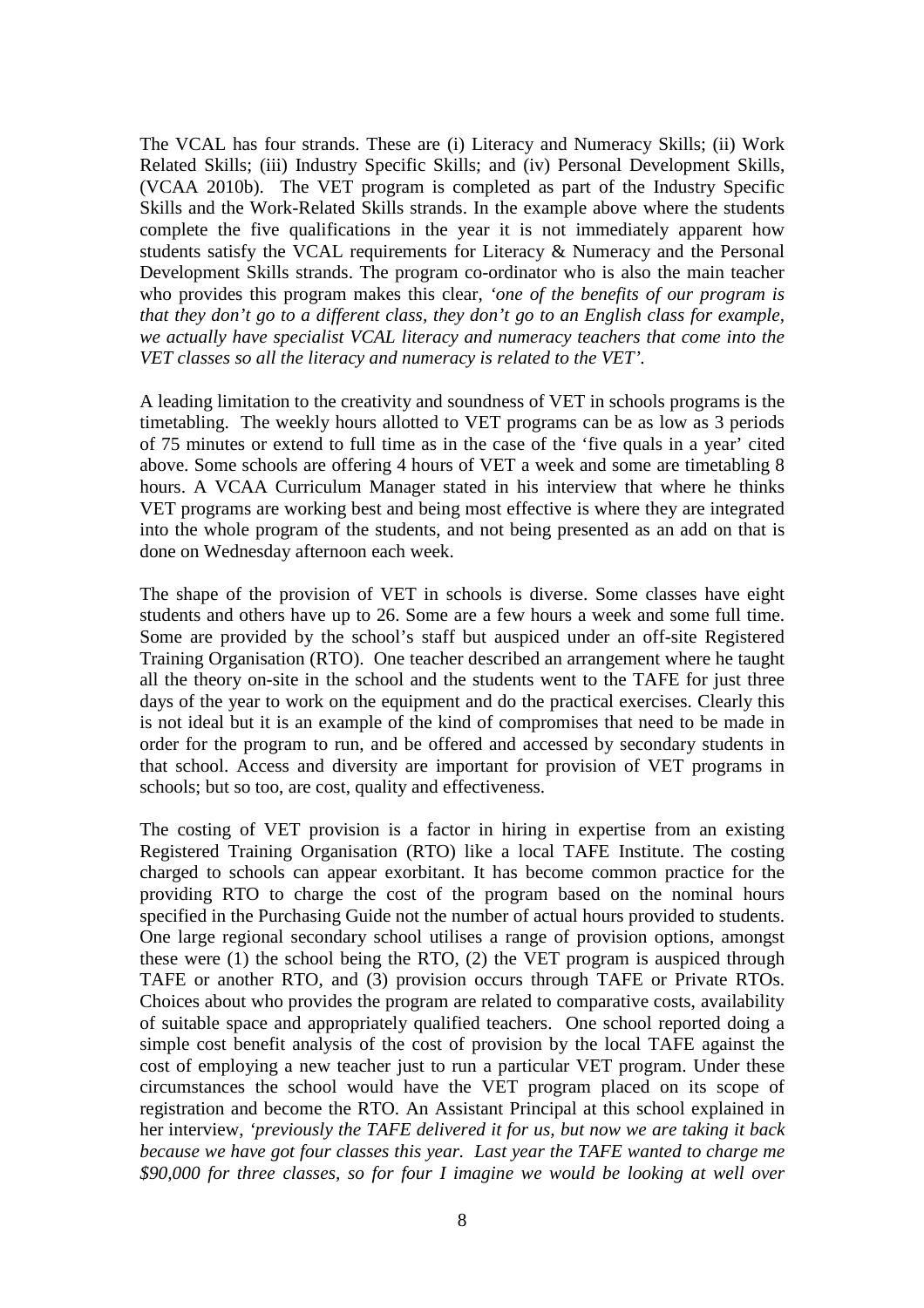The VCAL has four strands. These are (i) Literacy and Numeracy Skills; (ii) Work Related Skills; (iii) Industry Specific Skills; and (iv) Personal Development Skills, (VCAA 2010b). The VET program is completed as part of the Industry Specific Skills and the Work-Related Skills strands. In the example above where the students complete the five qualifications in the year it is not immediately apparent how students satisfy the VCAL requirements for Literacy & Numeracy and the Personal Development Skills strands. The program co-ordinator who is also the main teacher who provides this program makes this clear, *'one of the benefits of our program is that they don't go to a different class, they don't go to an English class for example, we actually have specialist VCAL literacy and numeracy teachers that come into the VET classes so all the literacy and numeracy is related to the VET'.*

A leading limitation to the creativity and soundness of VET in schools programs is the timetabling. The weekly hours allotted to VET programs can be as low as 3 periods of 75 minutes or extend to full time as in the case of the 'five quals in a year' cited above. Some schools are offering 4 hours of VET a week and some are timetabling 8 hours. A VCAA Curriculum Manager stated in his interview that where he thinks VET programs are working best and being most effective is where they are integrated into the whole program of the students, and not being presented as an add on that is done on Wednesday afternoon each week.

The shape of the provision of VET in schools is diverse. Some classes have eight students and others have up to 26. Some are a few hours a week and some full time. Some are provided by the school's staff but auspiced under an off-site Registered Training Organisation (RTO). One teacher described an arrangement where he taught all the theory on-site in the school and the students went to the TAFE for just three days of the year to work on the equipment and do the practical exercises. Clearly this is not ideal but it is an example of the kind of compromises that need to be made in order for the program to run, and be offered and accessed by secondary students in that school. Access and diversity are important for provision of VET programs in schools; but so too, are cost, quality and effectiveness.

The costing of VET provision is a factor in hiring in expertise from an existing Registered Training Organisation (RTO) like a local TAFE Institute. The costing charged to schools can appear exorbitant. It has become common practice for the providing RTO to charge the cost of the program based on the nominal hours specified in the Purchasing Guide not the number of actual hours provided to students. One large regional secondary school utilises a range of provision options, amongst these were (1) the school being the RTO, (2) the VET program is auspiced through TAFE or another RTO, and (3) provision occurs through TAFE or Private RTOs. Choices about who provides the program are related to comparative costs, availability of suitable space and appropriately qualified teachers. One school reported doing a simple cost benefit analysis of the cost of provision by the local TAFE against the cost of employing a new teacher just to run a particular VET program. Under these circumstances the school would have the VET program placed on its scope of registration and become the RTO. An Assistant Principal at this school explained in her interview, *'previously the TAFE delivered it for us, but now we are taking it back because we have got four classes this year. Last year the TAFE wanted to charge me $90,000 for three classes, so for four I imagine we would be looking at well over*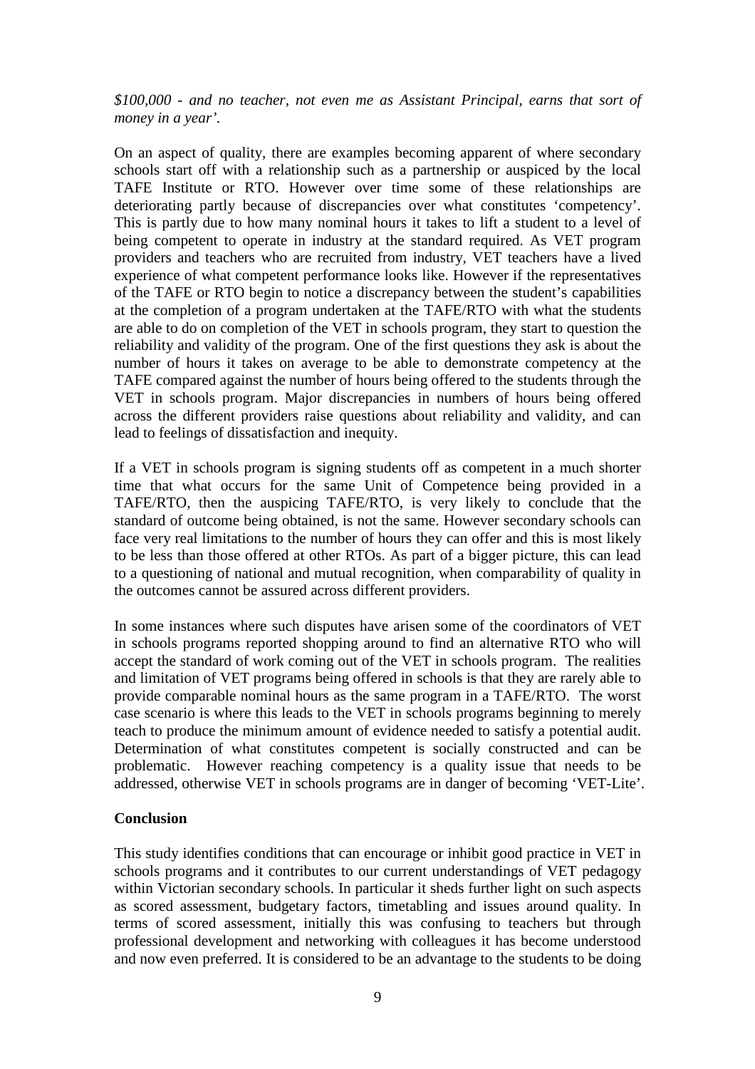*$100,000 - and no teacher, not even me as Assistant Principal, earns that sort of money in a year'.*

On an aspect of quality, there are examples becoming apparent of where secondary schools start off with a relationship such as a partnership or auspiced by the local TAFE Institute or RTO. However over time some of these relationships are deteriorating partly because of discrepancies over what constitutes 'competency'. This is partly due to how many nominal hours it takes to lift a student to a level of being competent to operate in industry at the standard required. As VET program providers and teachers who are recruited from industry, VET teachers have a lived experience of what competent performance looks like. However if the representatives of the TAFE or RTO begin to notice a discrepancy between the student's capabilities at the completion of a program undertaken at the TAFE/RTO with what the students are able to do on completion of the VET in schools program, they start to question the reliability and validity of the program. One of the first questions they ask is about the number of hours it takes on average to be able to demonstrate competency at the TAFE compared against the number of hours being offered to the students through the VET in schools program. Major discrepancies in numbers of hours being offered across the different providers raise questions about reliability and validity, and can lead to feelings of dissatisfaction and inequity.

If a VET in schools program is signing students off as competent in a much shorter time that what occurs for the same Unit of Competence being provided in a TAFE/RTO, then the auspicing TAFE/RTO, is very likely to conclude that the standard of outcome being obtained, is not the same. However secondary schools can face very real limitations to the number of hours they can offer and this is most likely to be less than those offered at other RTOs. As part of a bigger picture, this can lead to a questioning of national and mutual recognition, when comparability of quality in the outcomes cannot be assured across different providers.

In some instances where such disputes have arisen some of the coordinators of VET in schools programs reported shopping around to find an alternative RTO who will accept the standard of work coming out of the VET in schools program. The realities and limitation of VET programs being offered in schools is that they are rarely able to provide comparable nominal hours as the same program in a TAFE/RTO. The worst case scenario is where this leads to the VET in schools programs beginning to merely teach to produce the minimum amount of evidence needed to satisfy a potential audit. Determination of what constitutes competent is socially constructed and can be problematic. However reaching competency is a quality issue that needs to be addressed, otherwise VET in schools programs are in danger of becoming 'VET-Lite'.

**Conclusion**

This study identifies conditions that can encourage or inhibit good practice in VET in schools programs and it contributes to our current understandings of VET pedagogy within Victorian secondary schools. In particular it sheds further light on such aspects as scored assessment, budgetary factors, timetabling and issues around quality. In terms of scored assessment, initially this was confusing to teachers but through professional development and networking with colleagues it has become understood and now even preferred. It is considered to be an advantage to the students to be doing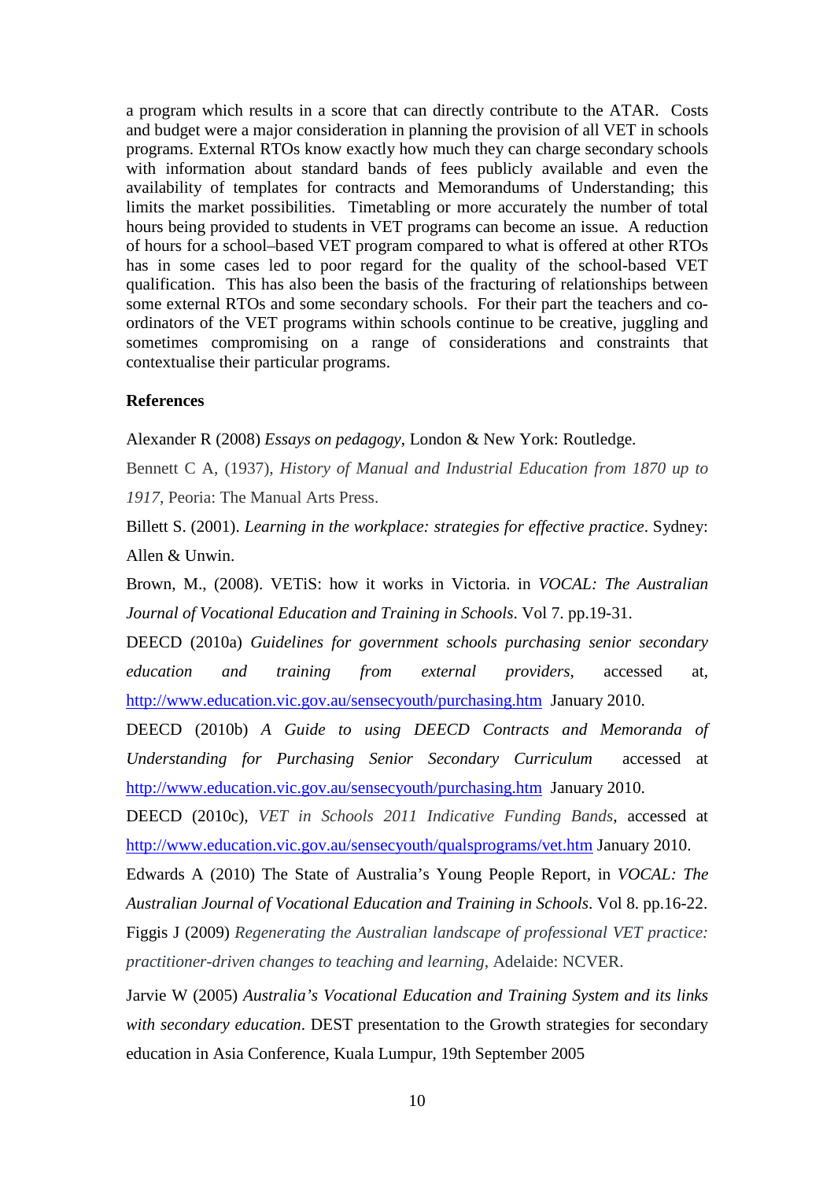a program which results in a score that can directly contribute to the ATAR. Costs and budget were a major consideration in planning the provision of all VET in schools programs. External RTOs know exactly how much they can charge secondary schools with information about standard bands of fees publicly available and even the availability of templates for contracts and Memorandums of Understanding; this limits the market possibilities. Timetabling or more accurately the number of total hours being provided to students in VET programs can become an issue. A reduction of hours for a school–based VET program compared to what is offered at other RTOs has in some cases led to poor regard for the quality of the school-based VET qualification. This has also been the basis of the fracturing of relationships between some external RTOs and some secondary schools. For their part the teachers and co-ordinators of the VET programs within schools continue to be creative, juggling and sometimes compromising on a range of considerations and constraints that contextualise their particular programs.

**References**

Alexander R (2008) *Essays on pedagogy*, London & New York: Routledge.

Bennett C A, (1937), *History of Manual and Industrial Education from 1870 up to 1917*, Peoria: The Manual Arts Press.

Billett S. (2001). *Learning in the workplace: strategies for effective practice*. Sydney: Allen & Unwin.

Brown, M., (2008). VETiS: how it works in Victoria. in *VOCAL: The Australian Journal of Vocational Education and Training in Schools*. Vol 7. pp.19-31.

DEECD (2010a) *Guidelines for government schools purchasing senior secondary education and training from external providers*, accessed at, http://www.education.vic.gov.au/sensecyouth/purchasing.htm January 2010.

DEECD (2010b) *A Guide to using DEECD Contracts and Memoranda of Understanding for Purchasing Senior Secondary Curriculum* accessed at http://www.education.vic.gov.au/sensecyouth/purchasing.htm January 2010.

DEECD (2010c), *VET in Schools 2011 Indicative Funding Bands*, accessed at http://www.education.vic.gov.au/sensecyouth/qualsprograms/vet.htm January 2010.

Edwards A (2010) The State of Australia's Young People Report, in *VOCAL: The Australian Journal of Vocational Education and Training in Schools*. Vol 8. pp.16-22.

Figgis J (2009) *Regenerating the Australian landscape of professional VET practice: practitioner-driven changes to teaching and learning*, Adelaide: NCVER.

Jarvie W (2005) *Australia's Vocational Education and Training System and its links with secondary education*. DEST presentation to the Growth strategies for secondary education in Asia Conference, Kuala Lumpur, 19th September 2005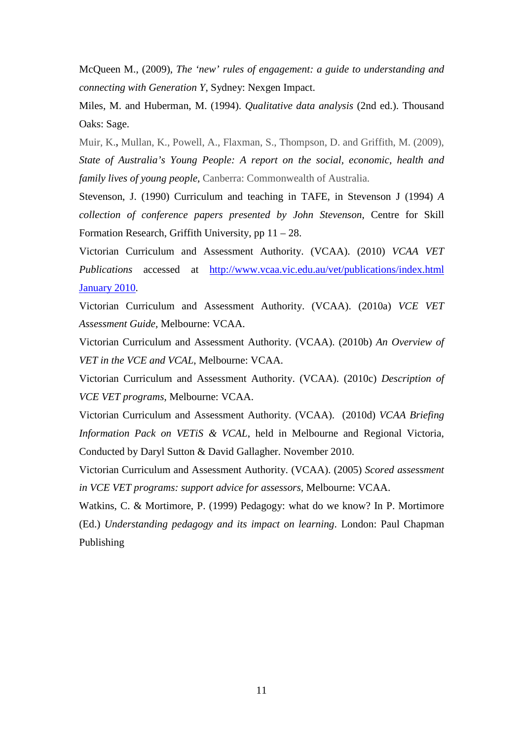McQueen M., (2009), *The 'new' rules of engagement: a guide to understanding and connecting with Generation Y*, Sydney: Nexgen Impact.

Miles, M. and Huberman, M. (1994). *Qualitative data analysis* (2nd ed.). Thousand Oaks: Sage.

Muir, K., Mullan, K., Powell, A., Flaxman, S., Thompson, D. and Griffith, M. (2009), *State of Australia's Young People: A report on the social, economic, health and family lives of young people*, Canberra: Commonwealth of Australia.

Stevenson, J. (1990) Curriculum and teaching in TAFE, in Stevenson J (1994) *A collection of conference papers presented by John Stevenson*, Centre for Skill Formation Research, Griffith University, pp 11 – 28.

Victorian Curriculum and Assessment Authority. (VCAA). (2010) *VCAA VET Publications* accessed at http://www.vcaa.vic.edu.au/vet/publications/index.html January 2010.

Victorian Curriculum and Assessment Authority. (VCAA). (2010a) *VCE VET Assessment Guide*, Melbourne: VCAA.

Victorian Curriculum and Assessment Authority. (VCAA). (2010b) *An Overview of VET in the VCE and VCAL*, Melbourne: VCAA.

Victorian Curriculum and Assessment Authority. (VCAA). (2010c) *Description of VCE VET programs*, Melbourne: VCAA.

Victorian Curriculum and Assessment Authority. (VCAA). (2010d) *VCAA Briefing Information Pack on VETiS & VCAL*, held in Melbourne and Regional Victoria, Conducted by Daryl Sutton & David Gallagher. November 2010.

Victorian Curriculum and Assessment Authority. (VCAA). (2005) *Scored assessment in VCE VET programs: support advice for assessors*, Melbourne: VCAA.

Watkins, C. & Mortimore, P. (1999) Pedagogy: what do we know? In P. Mortimore (Ed.) *Understanding pedagogy and its impact on learning*. London: Paul Chapman Publishing